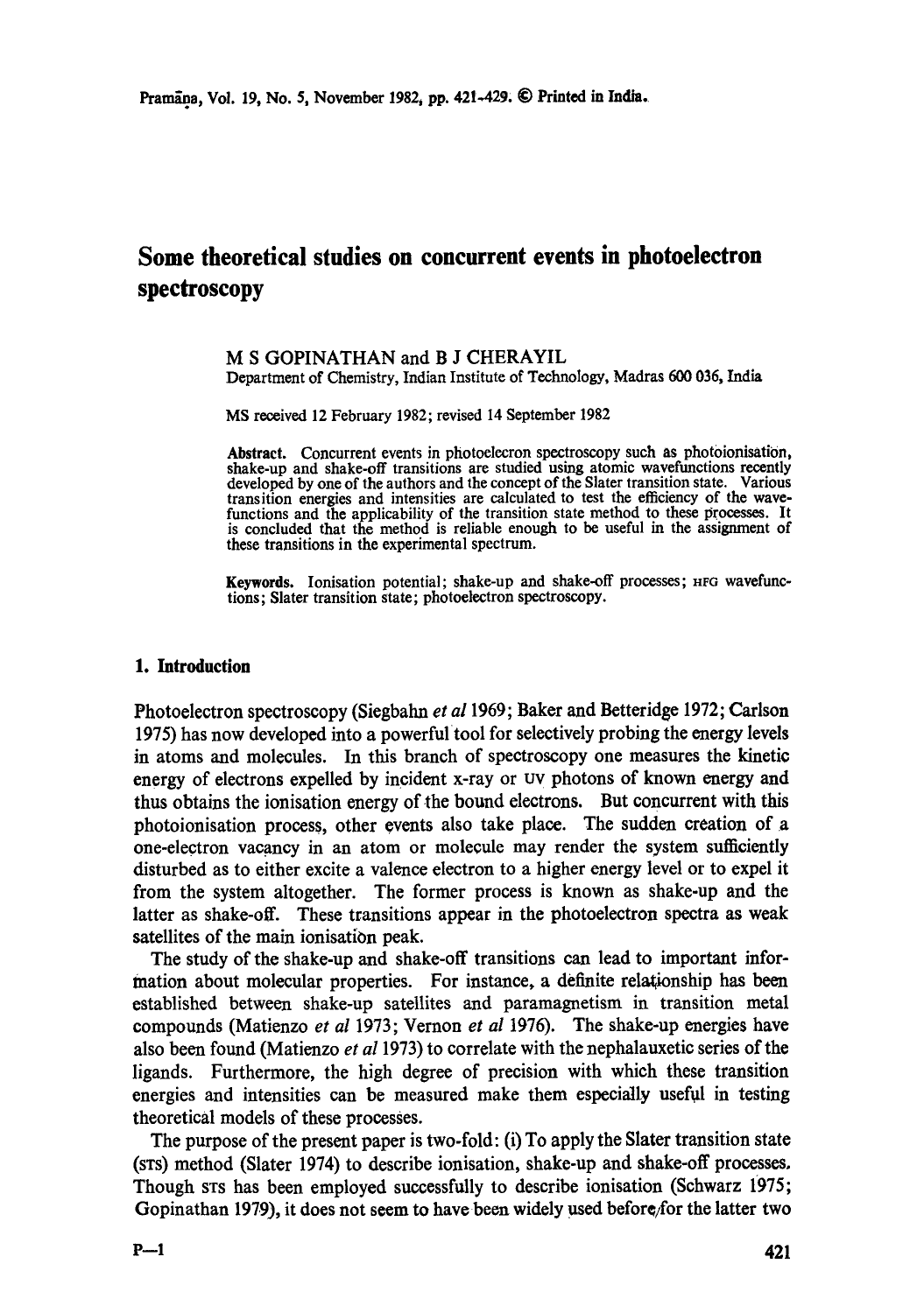# Some theoretical studies on concurrent events in photoelectron spectroscopy

M S GOPINATHAN and B J CHERAYIL

Department of Chemistry, Indian Institute of Technology, Madras 600 036, India

MS received 12 February 1982; revised 14 September 1982

**Abstract.** Concurrent events in photoelecron spectroscopy such as photoionisation, shake-up and shake-off transitions are studied using atomic wavefunctions recently developed by one of the authors and the concept of the Slater transition state. Various transition energies and intensities are calculated to test the efficiency of the wavefunctions and the applicability of the transition state method to these processes. It is concluded that the method is reliable enough to be useful in the assignment of these transitions in the experimental spectrum.

**Keywords.** Ionisation potential; shake-up and shake-off processes; HFG wavefunctions; Slater transition state; photoelectron spectroscopy.

## 1. Introduction

Photoelectron spectroscopy (Siegbahn *et al* 1969; Baker and Betteridge 1972; Carlson 1975) has now developed into a powerful tool for selectively probing the energy levels in atoms and molecules. In this branch of spectroscopy one measures the kinetic energy of electrons expelled by incident x-ray or UV photons of known energy and thus obtains the ionisation energy of the bound electrons. But concurrent with this photoionisation process, other events also take place. The sudden creation of a one-electron vacancy in an atom or molecule may render the system sufficiently disturbed as to either excite a valence electron to a higher energy level or to expel it from the system altogether. The former process is known as shake-up and the latter as shake-off. These transitions appear in the photoelectron spectra as weak satellites of the main ionisation peak.

The study of the shake-up and shake-off transitions can lead to important information about molecular properties. For instance, a definite relationship has been established between shake-up satellites and paramagnetism in transition metal compounds (Matienzo *et al* 1973; Vernon *et al* 1976). The shake-up energies have also been found (Matienzo *et al* 1973) to correlate with the nephalauxetic series of the ligands. Furthermore, the high degree of precision with which these transition energies and intensities can be measured make them especially useful in testing theoretical models of these processes.

The purpose of the present paper is two-fold: (i) To apply the Slater transition state (STS) method (Slater 1974) to describe ionisation, shake-up and shake-off processes. Though STS has been employed successfully to describe ionisation (Schwarz 1975; Gopinathan 1979), it does not seem to have been widely used before for the latter two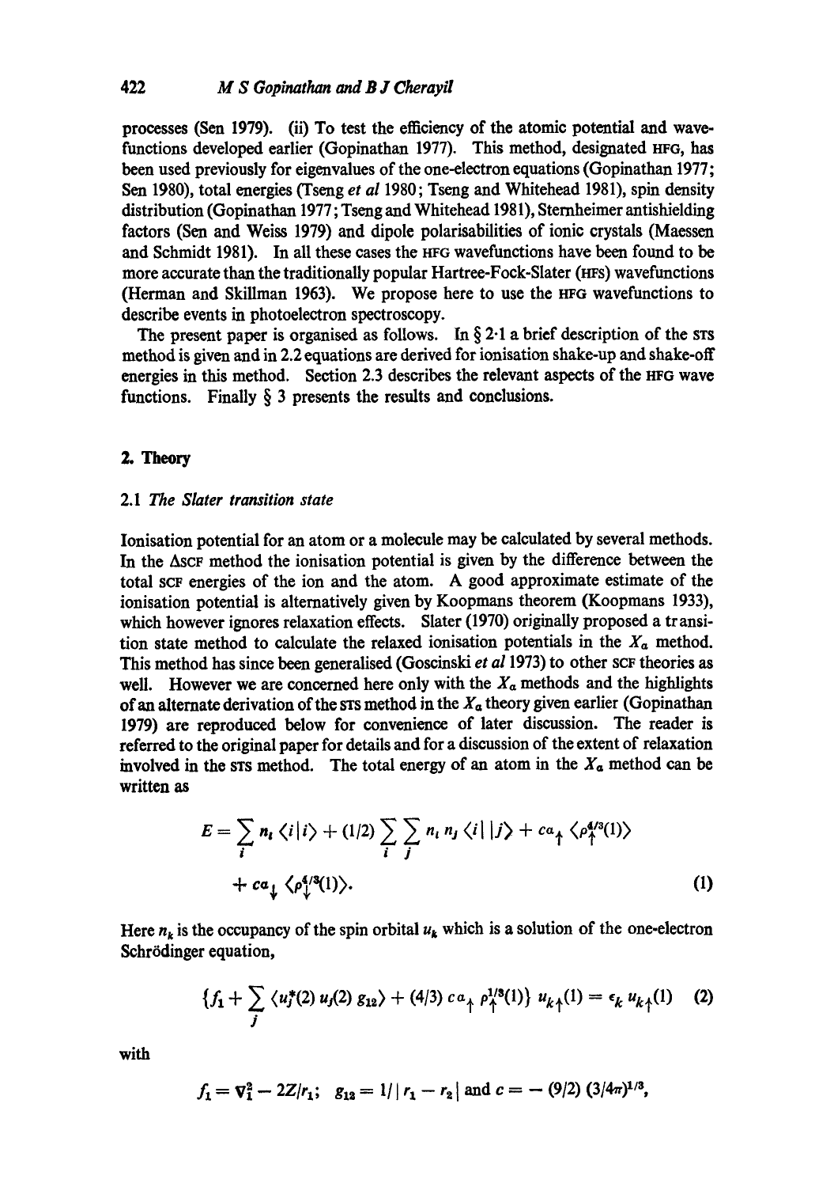processes (Sen 1979). (ii) To test the efficiency of the atomic potential and wavefunctions developed earlier (Gopinathan 1977). This method, designated HFG, has been used previously for eigenvalues of the one-electron equations (Gopinathan 1977; Sen 1980), total energies (Tseng *et al* 1980; Tseng and Whitehead 1981), spin density distribution (Gopinathan 1977; Tseng and Whitehead 1981), Sternheimer antishielding factors (Sen and Weiss 1979) and dipole polarisabilities of ionic crystals (Maessen and Schmidt 1981). In all these cases the HFG wavefunctions have been found to be more accurate than the traditionally popular Hartree-Fock-Slater (HFS) wavefunctions (Herman and Skillman 1963). We propose here to use the HFG wavefunctions to describe events in photoelectron spectroscopy.

The present paper is organised as follows. In § 2·1 a brief description of the STS method is given and in 2.2 equations are derived for ionisation shake-up and shake-off energies in this method. Section 2.3 describes the relevant aspects of the HFG wave functions. Finally § 3 presents the results and conclusions.

## 2. Theory

### 2.1 *The Slater transition state*

Ionisation potential for an atom or a molecule may be calculated by several methods. In the ΔSCF method the ionisation potential is given by the difference between the total SCF energies of the ion and the atom. A good approximate estimate of the ionisation potential is alternatively given by Koopmans theorem (Koopmans 1933), which however ignores relaxation effects. Slater (1970) originally proposed a transition state method to calculate the relaxed ionisation potentials in the $X_\alpha$ method. This method has since been generalised (Goscinski *et al* 1973) to other SCF theories as well. However we are concerned here only with the $X_\alpha$ methods and the highlights of an alternate derivation of the STS method in the $X_\alpha$ theory given earlier (Gopinathan 1979) are reproduced below for convenience of later discussion. The reader is referred to the original paper for details and for a discussion of the extent of relaxation involved in the STS method. The total energy of an atom in the $X_\alpha$ method can be written as

$$E = \sum_i n_i \langle i | i \rangle + (1/2) \sum_i \sum_j n_i n_j \langle i | | j \rangle + c\alpha_\uparrow \langle \rho_\uparrow^{4/3}(1) \rangle + c\alpha_\downarrow \langle \rho_\downarrow^{4/3}(1) \rangle. \tag{1}$$

Here $n_k$ is the occupancy of the spin orbital $u_k$ which is a solution of the one-electron Schrödinger equation,

$$\{ f_1 + \sum_j \langle u_j^*(2)\, u_j(2)\, g_{12} \rangle + (4/3)\, c\alpha_\uparrow\, \rho_\uparrow^{1/3}(1) \}\, u_{k\uparrow}(1) = \epsilon_k\, u_{k\uparrow}(1) \tag{2}$$

with

$$f_1 = \nabla_1^2 - 2Z/r_1; \quad g_{12} = 1/|r_1 - r_2| \text{ and } c = -(9/2)(3/4\pi)^{1/3},$$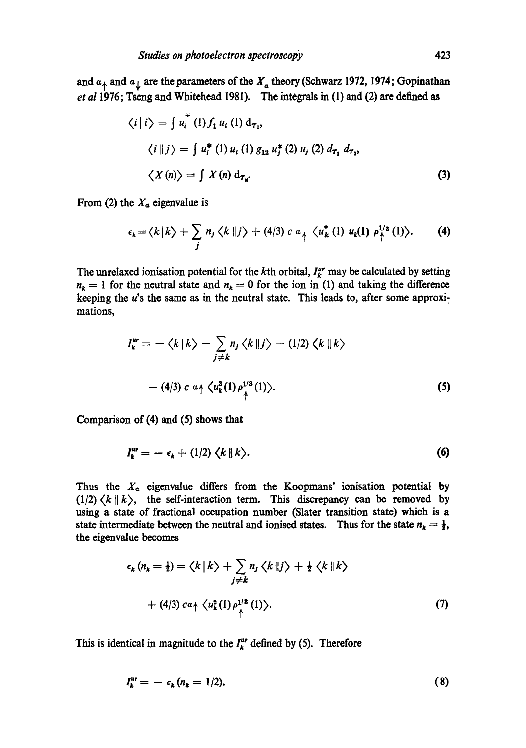and $\alpha_{\uparrow}$ and $\alpha_{\downarrow}$ are the parameters of the $X_\alpha$ theory (Schwarz 1972, 1974; Gopinathan *et al* 1976; Tseng and Whitehead 1981). The integrals in (1) and (2) are defined as

$$\langle i\,|\,i\rangle = \int u_i^* (1) f_1 u_i (1)\, d\tau_1,$$

$$\langle i\,\|\,j\rangle = \int u_i^* (1) u_i (1) g_{12} u_j^* (2) u_j (2)\, d\tau_1\, d\tau_2,$$

$$\langle X(n)\rangle = \int X(n)\, d\tau_n. \tag{3}$$

From (2) the $X_\alpha$ eigenvalue is

$$\epsilon_k = \langle k\,|\,k\rangle + \sum_j n_j \langle k\,\|\,j\rangle + (4/3)\, c\, \alpha_{\uparrow} \langle u_k^* (1)\, u_k(1)\, \rho_{\uparrow}^{1/3} (1)\rangle. \tag{4}$$

The unrelaxed ionisation potential for the $k$th orbital, $I_k^{ur}$ may be calculated by setting $n_k = 1$ for the neutral state and $n_k = 0$ for the ion in (1) and taking the difference keeping the $u$'s the same as in the neutral state. This leads to, after some approximations,

$$I_k^{ur} = -\langle k\,|\,k\rangle - \sum_{j\neq k} n_j \langle k\,\|\,j\rangle - (1/2)\langle k\,\|\,k\rangle$$

$$- (4/3)\, c\, \alpha_{\uparrow} \langle u_k^2 (1) \rho_{\uparrow}^{1/3} (1)\rangle. \tag{5}$$

Comparison of (4) and (5) shows that

$$I_k^{ur} = -\epsilon_k + (1/2)\langle k\,\|\,k\rangle. \tag{6}$$

Thus the $X_\alpha$ eigenvalue differs from the Koopmans' ionisation potential by $(1/2)\langle k\,\|\,k\rangle$, the self-interaction term. This discrepancy can be removed by using a state of fractional occupation number (Slater transition state) which is a state intermediate between the neutral and ionised states. Thus for the state $n_k = \frac{1}{2}$, the eigenvalue becomes

$$\epsilon_k (n_k = \tfrac{1}{2}) = \langle k\,|\,k\rangle + \sum_{j\neq k} n_j \langle k\,\|\,j\rangle + \tfrac{1}{2}\langle k\,\|\,k\rangle$$

$$+ (4/3)\, c\alpha_{\uparrow} \langle u_k^2 (1) \rho_{\uparrow}^{1/3} (1)\rangle. \tag{7}$$

This is identical in magnitude to the $I_k^{ur}$ defined by (5). Therefore

$$I_k^{ur} = -\epsilon_k (n_k = 1/2). \tag{8}$$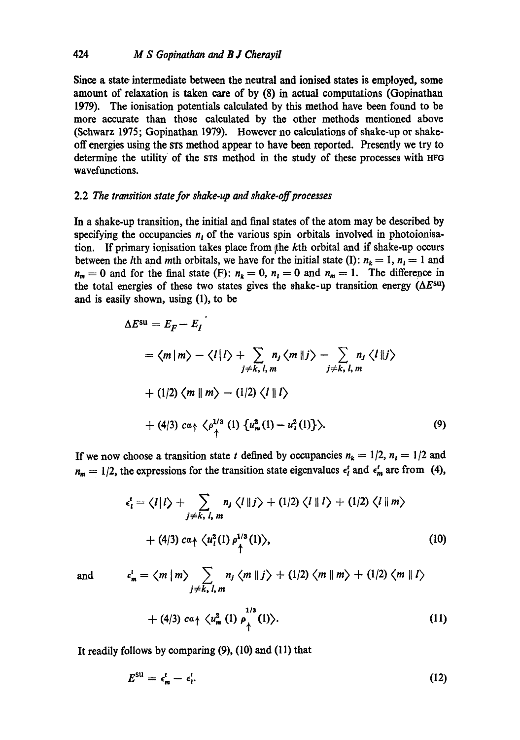Since a state intermediate between the neutral and ionised states is employed, some amount of relaxation is taken care of by (8) in actual computations (Gopinathan 1979). The ionisation potentials calculated by this method have been found to be more accurate than those calculated by the other methods mentioned above (Schwarz 1975; Gopinathan 1979). However no calculations of shake-up or shake-off energies using the STS method appear to have been reported. Presently we try to determine the utility of the STS method in the study of these processes with HFG wavefunctions.

### 2.2 *The transition state for shake-up and shake-off processes*

In a shake-up transition, the initial and final states of the atom may be described by specifying the occupancies $n_i$ of the various spin orbitals involved in photoionisation. If primary ionisation takes place from the $k$th orbital and if shake-up occurs between the $l$th and $m$th orbitals, we have for the initial state (I): $n_k = 1$, $n_l = 1$ and $n_m = 0$ and for the final state (F): $n_k = 0$, $n_l = 0$ and $n_m = 1$. The difference in the total energies of these two states gives the shake-up transition energy ($\Delta E^{\mathrm{su}}$) and is easily shown, using (1), to be

$$
\begin{aligned}
\Delta E^{\mathrm{su}} &= E_F - E_I \\
&= \langle m | m \rangle - \langle l | l \rangle + \sum_{j \neq k, l, m} n_j \langle m \| j \rangle - \sum_{j \neq k, l, m} n_j \langle l \| j \rangle \\
&\quad + (1/2) \langle m \| m \rangle - (1/2) \langle l \| l \rangle \\
&\quad + (4/3)\, c\alpha_{\uparrow} \langle \rho_{\uparrow}^{1/3}(1) \{ u_m^2(1) - u_l^2(1) \} \rangle.
\end{aligned}
\tag{9}
$$

If we now choose a transition state $t$ defined by occupancies $n_k = 1/2$, $n_l = 1/2$ and $n_m = 1/2$, the expressions for the transition state eigenvalues $\epsilon_l^t$ and $\epsilon_m^t$ are from (4),

$$
\begin{aligned}
\epsilon_l^t &= \langle l | l \rangle + \sum_{j \neq k, l, m} n_j \langle l \| j \rangle + (1/2) \langle l \| l \rangle + (1/2) \langle l \| m \rangle \\
&\quad + (4/3)\, c\alpha_{\uparrow} \langle u_l^2(1)\, \rho_{\uparrow}^{1/3}(1) \rangle,
\end{aligned}
\tag{10}
$$

and

$$
\begin{aligned}
\epsilon_m^t &= \langle m | m \rangle \sum_{j \neq k, l, m} n_j \langle m \| j \rangle + (1/2) \langle m \| m \rangle + (1/2) \langle m \| l \rangle \\
&\quad + (4/3)\, c\alpha_{\uparrow} \langle u_m^2(1)\, \rho_{\uparrow}^{1/3}(1) \rangle.
\end{aligned}
\tag{11}
$$

It readily follows by comparing (9), (10) and (11) that

$$
E^{\mathrm{su}} = \epsilon_m^t - \epsilon_l^t. \tag{12}
$$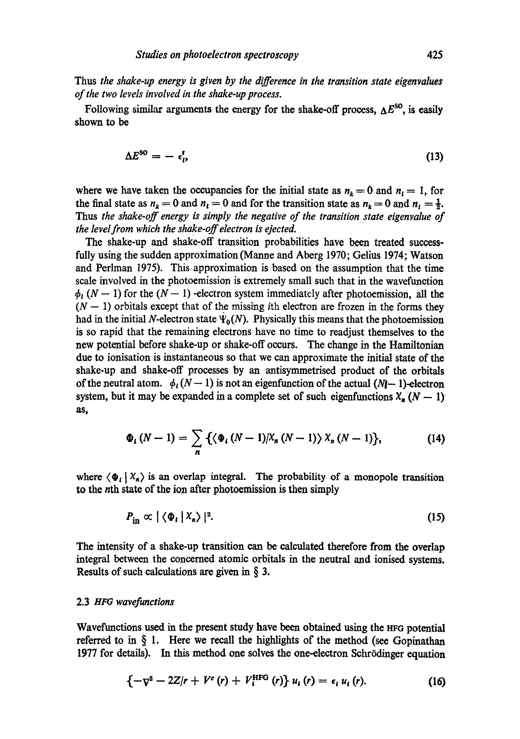Thus *the shake-up energy is given by the difference in the transition state eigenvalues of the two levels involved in the shake-up process.*

Following similar arguments the energy for the shake-off process, $\Delta E^{SO}$, is easily shown to be

$$\Delta E^{SO} = -\epsilon_l^t, \tag{13}$$

where we have taken the occupancies for the initial state as $n_k = 0$ and $n_l = 1$, for the final state as $n_k = 0$ and $n_l = 0$ and for the transition state as $n_k = 0$ and $n_l = \frac{1}{2}$. Thus *the shake-off energy is simply the negative of the transition state eigenvalue of the level from which the shake-off electron is ejected.*

The shake-up and shake-off transition probabilities have been treated successfully using the sudden approximation (Manne and Aberg 1970; Gelius 1974; Watson and Perlman 1975). This approximation is based on the assumption that the time scale involved in the photoemission is extremely small such that in the wavefunction $\phi_i(N-1)$ for the $(N-1)$ -electron system immediately after photoemission, all the $(N-1)$ orbitals except that of the missing $i$th electron are frozen in the forms they had in the initial $N$-electron state $\Psi_0(N)$. Physically this means that the photoemission is so rapid that the remaining electrons have no time to readjust themselves to the new potential before shake-up or shake-off occurs. The change in the Hamiltonian due to ionisation is instantaneous so that we can approximate the initial state of the shake-up and shake-off processes by an antisymmetrised product of the orbitals of the neutral atom. $\phi_i(N-1)$ is not an eigenfunction of the actual $(N-1)$-electron system, but it may be expanded in a complete set of such eigenfunctions $X_n(N-1)$ as,

$$\Phi_i(N-1) = \sum_n \{\langle \Phi_i(N-1)/X_n(N-1)\rangle X_n(N-1)\}, \tag{14}$$

where $\langle \Phi_i \mid X_n \rangle$ is an overlap integral. The probability of a monopole transition to the $n$th state of the ion after photoemission is then simply

$$P_{in} \propto |\langle \Phi_i \mid X_n \rangle|^2. \tag{15}$$

The intensity of a shake-up transition can be calculated therefore from the overlap integral between the concerned atomic orbitals in the neutral and ionised systems. Results of such calculations are given in § 3.

### 2.3 HFG wavefunctions

Wavefunctions used in the present study have been obtained using the HFG potential referred to in § 1. Here we recall the highlights of the method (see Gopinathan 1977 for details). In this method one solves the one-electron Schrödinger equation

$$\{-\nabla^2 - 2Z/r + V^c(r) + V_i^{HFG}(r)\} u_i(r) = \epsilon_i u_i(r). \tag{16}$$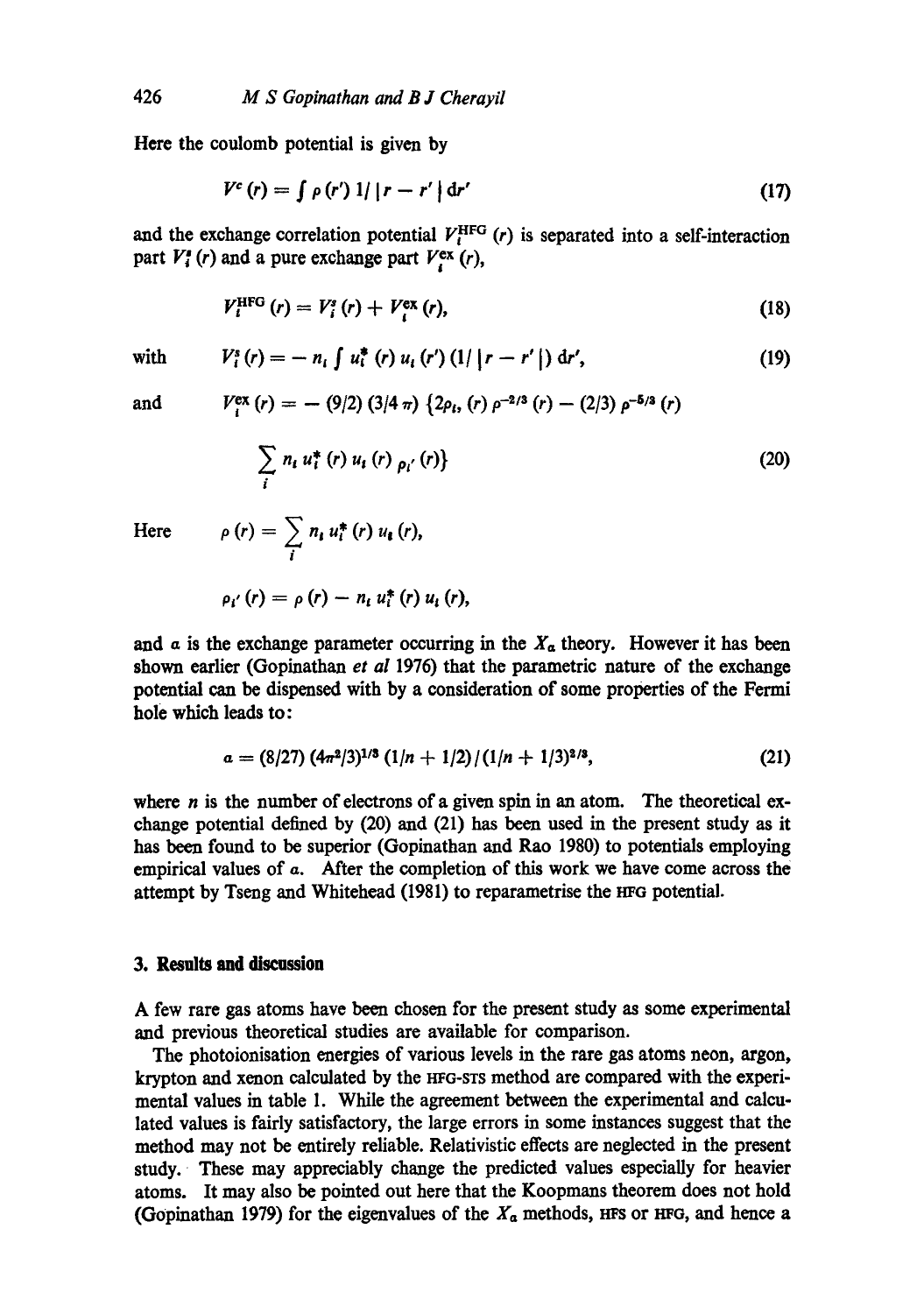Here the coulomb potential is given by

$$V^c(r) = \int \rho(r')\, 1/|r - r'|\, dr' \tag{17}$$

and the exchange correlation potential $V_i^{\text{HFG}}(r)$ is separated into a self-interaction part $V_i^s(r)$ and a pure exchange part $V_i^{\text{ex}}(r)$,

$$V_i^{\text{HFG}}(r) = V_i^s(r) + V_i^{\text{ex}}(r), \tag{18}$$

with

$$V_i^s(r) = -n_i \int u_i^*(r)\, u_i(r')\, (1/|r - r'|)\, dr', \tag{19}$$

and

$$V_i^{\text{ex}}(r) = -(9/2)(3/4\pi)\{2\rho_{i'}(r)\,\rho^{-2/3}(r) - (2/3)\,\rho^{-5/3}(r) \sum_i n_i u_i^*(r)\, u_i(r)\, \rho_{i'}(r)\} \tag{20}$$

Here

$$\rho(r) = \sum_i n_i u_i^*(r)\, u_i(r),$$

$$\rho_{i'}(r) = \rho(r) - n_i u_i^*(r)\, u_i(r),$$

and $\alpha$ is the exchange parameter occurring in the $X_\alpha$ theory. However it has been shown earlier (Gopinathan *et al* 1976) that the parametric nature of the exchange potential can be dispensed with by a consideration of some properties of the Fermi hole which leads to:

$$\alpha = (8/27)(4\pi^2/3)^{1/3}(1/n + 1/2)/(1/n + 1/3)^{2/3}, \tag{21}$$

where $n$ is the number of electrons of a given spin in an atom. The theoretical exchange potential defined by (20) and (21) has been used in the present study as it has been found to be superior (Gopinathan and Rao 1980) to potentials employing empirical values of $\alpha$. After the completion of this work we have come across the attempt by Tseng and Whitehead (1981) to reparametrise the HFG potential.

## 3. Results and discussion

A few rare gas atoms have been chosen for the present study as some experimental and previous theoretical studies are available for comparison.

The photoionisation energies of various levels in the rare gas atoms neon, argon, krypton and xenon calculated by the HFG-STS method are compared with the experimental values in table 1. While the agreement between the experimental and calculated values is fairly satisfactory, the large errors in some instances suggest that the method may not be entirely reliable. Relativistic effects are neglected in the present study. These may appreciably change the predicted values especially for heavier atoms. It may also be pointed out here that the Koopmans theorem does not hold (Gopinathan 1979) for the eigenvalues of the $X_\alpha$ methods, HFS or HFG, and hence a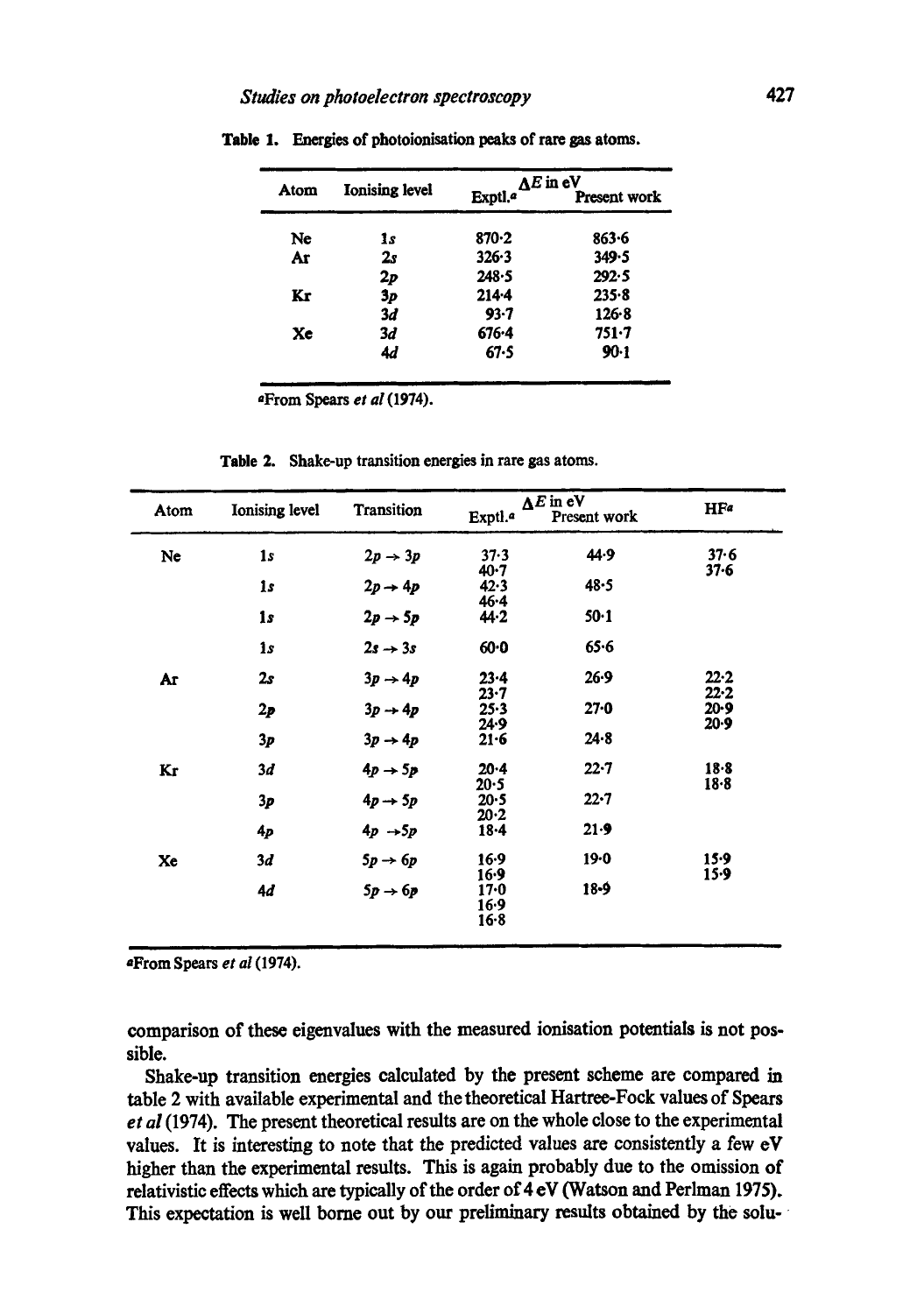**Table 1.** Energies of photoionisation peaks of rare gas atoms.

| Atom | Ionising level | $\Delta E$ in eV Exptl.[a] | Present work |
|---|---|---|---|
| Ne | 1*s* | 870·2 | 863·6 |
| Ar | 2*s* | 326·3 | 349·5 |
| | 2*p* | 248·5 | 292·5 |
| Kr | 3*p* | 214·4 | 235·8 |
| | 3*d* | 93·7 | 126·8 |
| Xe | 3*d* | 676·4 | 751·7 |
| | 4*d* | 67·5 | 90·1 |

[a]From Spears *et al* (1974).

**Table 2.** Shake-up transition energies in rare gas atoms.

| Atom | Ionising level | Transition | $\Delta E$ in eV Exptl.[a] | Present work | HF[a] |
|---|---|---|---|---|---|
| Ne | 1*s* | $2p \rightarrow 3p$ | 37·3 | 44·9 | 37·6 |
| | | | 40·7 | | 37·6 |
| | 1*s* | $2p \rightarrow 4p$ | 42·3 | 48·5 | |
| | | | 46·4 | | |
| | 1*s* | $2p \rightarrow 5p$ | 44·2 | 50·1 | |
| | 1*s* | $2s \rightarrow 3s$ | 60·0 | 65·6 | |
| Ar | 2*s* | $3p \rightarrow 4p$ | 23·4 | 26·9 | 22·2 |
| | | | 23·7 | | 22·2 |
| | 2*p* | $3p \rightarrow 4p$ | 25·3 | 27·0 | 20·9 |
| | | | 24·9 | | 20·9 |
| | 3*p* | $3p \rightarrow 4p$ | 21·6 | 24·8 | |
| Kr | 3*d* | $4p \rightarrow 5p$ | 20·4 | 22·7 | 18·8 |
| | | | 20·5 | | 18·8 |
| | 3*p* | $4p \rightarrow 5p$ | 20·5 | 22·7 | |
| | | | 20·2 | | |
| | 4*p* | $4p \rightarrow 5p$ | 18·4 | 21·9 | |
| Xe | 3*d* | $5p \rightarrow 6p$ | 16·9 | 19·0 | 15·9 |
| | | | 16·9 | | 15·9 |
| | 4*d* | $5p \rightarrow 6p$ | 17·0 | 18·9 | |
| | | | 16·9 | | |
| | | | 16·8 | | |

[a]From Spears *et al* (1974).

comparison of these eigenvalues with the measured ionisation potentials is not possible.

Shake-up transition energies calculated by the present scheme are compared in table 2 with available experimental and the theoretical Hartree-Fock values of Spears *et al* (1974). The present theoretical results are on the whole close to the experimental values. It is interesting to note that the predicted values are consistently a few eV higher than the experimental results. This is again probably due to the omission of relativistic effects which are typically of the order of 4 eV (Watson and Perlman 1975). This expectation is well borne out by our preliminary results obtained by the solu-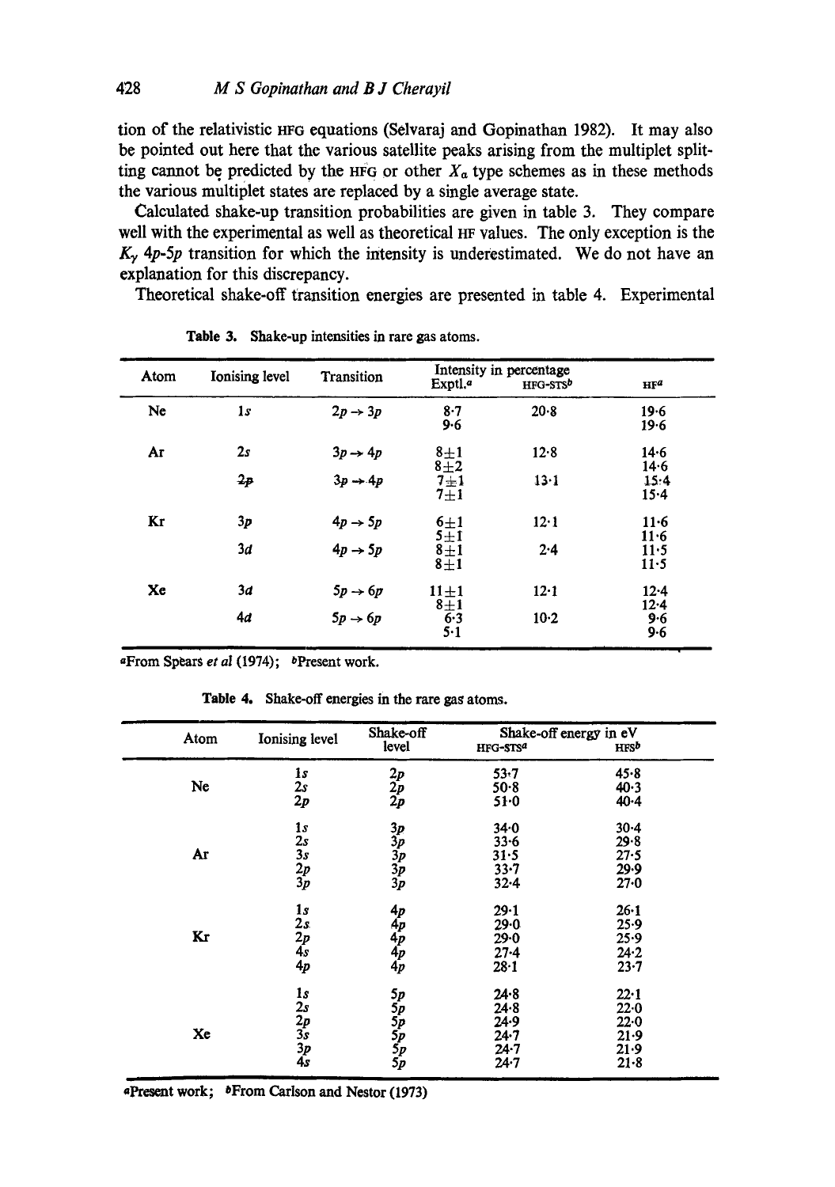tion of the relativistic HFG equations (Selvaraj and Gopinathan 1982). It may also be pointed out here that the various satellite peaks arising from the multiplet splitting cannot be predicted by the HFG or other $X_\alpha$ type schemes as in these methods the various multiplet states are replaced by a single average state.

Calculated shake-up transition probabilities are given in table 3. They compare well with the experimental as well as theoretical HF values. The only exception is the $K_\gamma$ $4p$-$5p$ transition for which the intensity is underestimated. We do not have an explanation for this discrepancy.

Theoretical shake-off transition energies are presented in table 4. Experimental

**Table 3.** Shake-up intensities in rare gas atoms.

| Atom | Ionising level | Transition | Intensity in percentage Exptl.[a] | HFG-STS[b] | HF[a] |
|---|---|---|---|---|---|
| Ne | $1s$ | $2p \rightarrow 3p$ | 8·7 | 20·8 | 19·6 |
| | | | 9·6 | | 19·6 |
| Ar | $2s$ | $3p \rightarrow 4p$ | 8±1 | 12·8 | 14·6 |
| | | | 8±2 | | 14·6 |
| | $2p$ | $3p \rightarrow 4p$ | 7±1 | 13·1 | 15·4 |
| | | | 7±1 | | 15·4 |
| Kr | $3p$ | $4p \rightarrow 5p$ | 6±1 | 12·1 | 11·6 |
| | | | 5±1 | | 11·6 |
| | $3d$ | $4p \rightarrow 5p$ | 8±1 | 2·4 | 11·5 |
| | | | 8±1 | | 11·5 |
| Xe | $3d$ | $5p \rightarrow 6p$ | 11±1 | 12·1 | 12·4 |
| | | | 8±1 | | 12·4 |
| | $4d$ | $5p \rightarrow 6p$ | 6·3 | 10·2 | 9·6 |
| | | | 5·1 | | 9·6 |

[a]From Spears *et al* (1974); [b]Present work.

**Table 4.** Shake-off energies in the rare gas atoms.

| Atom | Ionising level | Shake-off level | Shake-off energy in eV HFG-STS[a] | HFS[b] |
|---|---|---|---|---|
| | $1s$ | $2p$ | 53·7 | 45·8 |
| Ne | $2s$ | $2p$ | 50·8 | 40·3 |
| | $2p$ | $2p$ | 51·0 | 40·4 |
| | $1s$ | $3p$ | 34·0 | 30·4 |
| | $2s$ | $3p$ | 33·6 | 29·8 |
| Ar | $3s$ | $3p$ | 31·5 | 27·5 |
| | $2p$ | $3p$ | 33·7 | 29·9 |
| | $3p$ | $3p$ | 32·4 | 27·0 |
| | $1s$ | $4p$ | 29·1 | 26·1 |
| | $2s$ | $4p$ | 29·0 | 25·9 |
| Kr | $2p$ | $4p$ | 29·0 | 25·9 |
| | $4s$ | $4p$ | 27·4 | 24·2 |
| | $4p$ | $4p$ | 28·1 | 23·7 |
| | $1s$ | $5p$ | 24·8 | 22·1 |
| | $2s$ | $5p$ | 24·8 | 22·0 |
| | $2p$ | $5p$ | 24·9 | 22·0 |
| Xe | $3s$ | $5p$ | 24·7 | 21·9 |
| | $3p$ | $5p$ | 24·7 | 21·9 |
| | $4s$ | $5p$ | 24·7 | 21·8 |

[a]Present work; [b]From Carlson and Nestor (1973)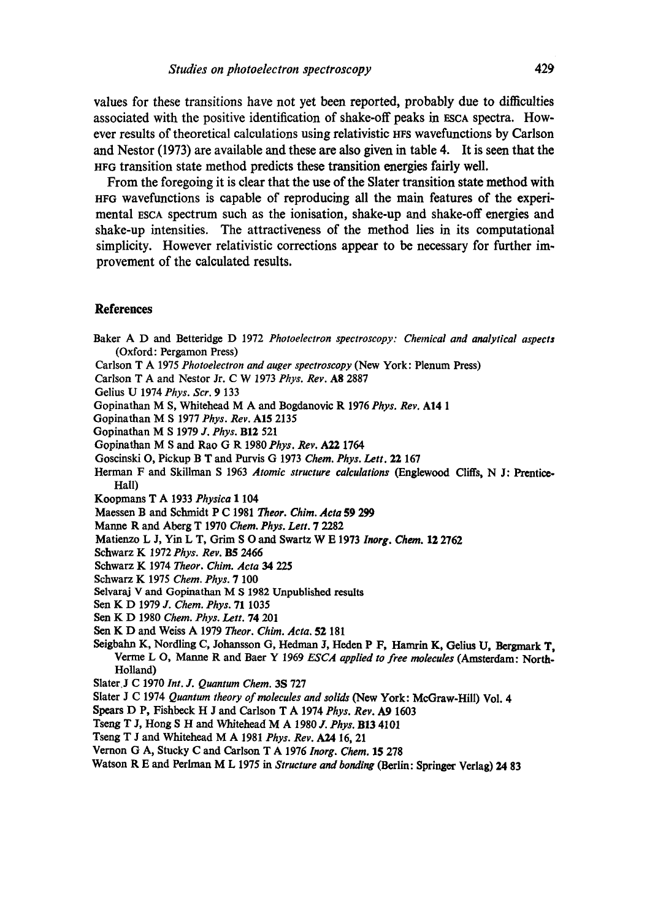values for these transitions have not yet been reported, probably due to difficulties associated with the positive identification of shake-off peaks in ESCA spectra. However results of theoretical calculations using relativistic HFS wavefunctions by Carlson and Nestor (1973) are available and these are also given in table 4. It is seen that the HFG transition state method predicts these transition energies fairly well.

From the foregoing it is clear that the use of the Slater transition state method with HFG wavefunctions is capable of reproducing all the main features of the experimental ESCA spectrum such as the ionisation, shake-up and shake-off energies and shake-up intensities. The attractiveness of the method lies in its computational simplicity. However relativistic corrections appear to be necessary for further improvement of the calculated results.

## References

Baker A D and Betteridge D 1972 *Photoelectron spectroscopy: Chemical and analytical aspects* (Oxford: Pergamon Press)

Carlson T A 1975 *Photoelectron and auger spectroscopy* (New York: Plenum Press)

Carlson T A and Nestor Jr. C W 1973 *Phys. Rev.* **A8** 2887

Gelius U 1974 *Phys. Scr.* **9** 133

Gopinathan M S, Whitehead M A and Bogdanovic R 1976 *Phys. Rev.* **A14** 1

Gopinathan M S 1977 *Phys. Rev.* **A15** 2135

Gopinathan M S 1979 *J. Phys.* **B12** 521

Gopinathan M S and Rao G R 1980 *Phys. Rev.* **A22** 1764

Goscinski O, Pickup B T and Purvis G 1973 *Chem. Phys. Lett.* **22** 167

Herman F and Skillman S 1963 *Atomic structure calculations* (Englewood Cliffs, N J: Prentice-Hall)

Koopmans T A 1933 *Physica* **1** 104

Maessen B and Schmidt P C 1981 *Theor. Chim. Acta* **59** 299

Manne R and Aberg T 1970 *Chem. Phys. Lett.* **7** 2282

Matienzo L J, Yin L T, Grim S O and Swartz W E 1973 *Inorg. Chem.* **12** 2762

Schwarz K 1972 *Phys. Rev.* **B5** 2466

Schwarz K 1974 *Theor. Chim. Acta* **34** 225

Schwarz K 1975 *Chem. Phys.* **7** 100

Selvaraj V and Gopinathan M S 1982 Unpublished results

Sen K D 1979 *J. Chem. Phys.* **71** 1035

Sen K D 1980 *Chem. Phys. Lett.* **74** 201

Sen K D and Weiss A 1979 *Theor. Chim. Acta.* **52** 181

Seigbahn K, Nordling C, Johansson G, Hedman J, Heden P F, Hamrin K, Gelius U, Bergmark T, Verme L O, Manne R and Baer Y 1969 *ESCA applied to free molecules* (Amsterdam: North-Holland)

Slater J C 1970 *Int. J. Quantum Chem.* **3S** 727

Slater J C 1974 *Quantum theory of molecules and solids* (New York: McGraw-Hill) Vol. 4

Spears D P, Fishbeck H J and Carlson T A 1974 *Phys. Rev.* **A9** 1603

Tseng T J, Hong S H and Whitehead M A 1980 *J. Phys.* **B13** 4101

Tseng T J and Whitehead M A 1981 *Phys. Rev.* **A24** 16, 21

Vernon G A, Stucky C and Carlson T A 1976 *Inorg. Chem.* **15** 278

Watson R E and Perlman M L 1975 in *Structure and bonding* (Berlin: Springer Verlag) **24** 83